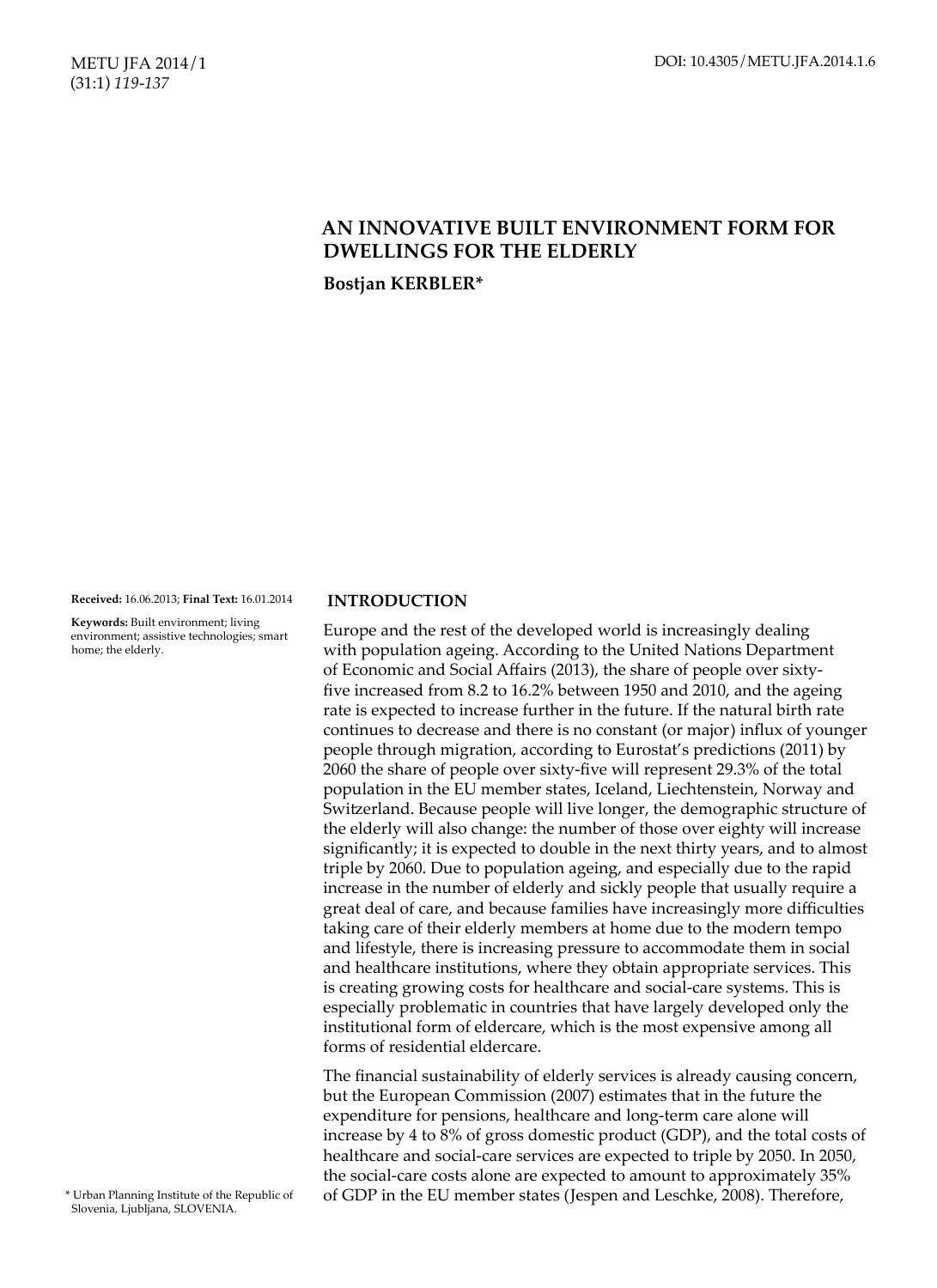# AN INNOVATIVE BUILT ENVIRONMENT FORM FOR DWELLINGS FOR THE ELDERLY

**Bostjan KERBLER***

**Received:** 16.06.2013; **Final Text:** 16.01.2014

**Keywords:** Built environment; living environment; assistive technologies; smart home; the elderly.

## INTRODUCTION

Europe and the rest of the developed world is increasingly dealing with population ageing. According to the United Nations Department of Economic and Social Affairs (2013), the share of people over sixty-five increased from 8.2 to 16.2% between 1950 and 2010, and the ageing rate is expected to increase further in the future. If the natural birth rate continues to decrease and there is no constant (or major) influx of younger people through migration, according to Eurostat's predictions (2011) by 2060 the share of people over sixty-five will represent 29.3% of the total population in the EU member states, Iceland, Liechtenstein, Norway and Switzerland. Because people will live longer, the demographic structure of the elderly will also change: the number of those over eighty will increase significantly; it is expected to double in the next thirty years, and to almost triple by 2060. Due to population ageing, and especially due to the rapid increase in the number of elderly and sickly people that usually require a great deal of care, and because families have increasingly more difficulties taking care of their elderly members at home due to the modern tempo and lifestyle, there is increasing pressure to accommodate them in social and healthcare institutions, where they obtain appropriate services. This is creating growing costs for healthcare and social-care systems. This is especially problematic in countries that have largely developed only the institutional form of eldercare, which is the most expensive among all forms of residential eldercare.

The financial sustainability of elderly services is already causing concern, but the European Commission (2007) estimates that in the future the expenditure for pensions, healthcare and long-term care alone will increase by 4 to 8% of gross domestic product (GDP), and the total costs of healthcare and social-care services are expected to triple by 2050. In 2050, the social-care costs alone are expected to amount to approximately 35% of GDP in the EU member states (Jespen and Leschke, 2008). Therefore,

\* Urban Planning Institute of the Republic of Slovenia, Ljubljana, SLOVENIA.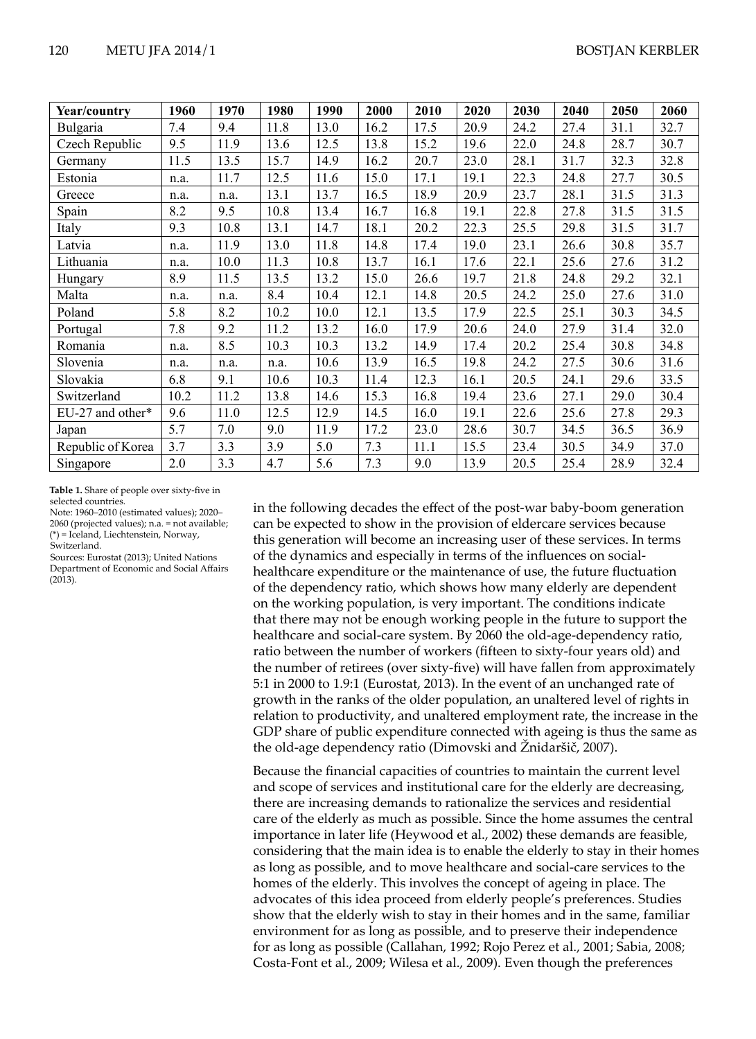| Year/country | 1960 | 1970 | 1980 | 1990 | 2000 | 2010 | 2020 | 2030 | 2040 | 2050 | 2060 |
|---|---|---|---|---|---|---|---|---|---|---|---|
| Bulgaria | 7.4 | 9.4 | 11.8 | 13.0 | 16.2 | 17.5 | 20.9 | 24.2 | 27.4 | 31.1 | 32.7 |
| Czech Republic | 9.5 | 11.9 | 13.6 | 12.5 | 13.8 | 15.2 | 19.6 | 22.0 | 24.8 | 28.7 | 30.7 |
| Germany | 11.5 | 13.5 | 15.7 | 14.9 | 16.2 | 20.7 | 23.0 | 28.1 | 31.7 | 32.3 | 32.8 |
| Estonia | n.a. | 11.7 | 12.5 | 11.6 | 15.0 | 17.1 | 19.1 | 22.3 | 24.8 | 27.7 | 30.5 |
| Greece | n.a. | n.a. | 13.1 | 13.7 | 16.5 | 18.9 | 20.9 | 23.7 | 28.1 | 31.5 | 31.3 |
| Spain | 8.2 | 9.5 | 10.8 | 13.4 | 16.7 | 16.8 | 19.1 | 22.8 | 27.8 | 31.5 | 31.5 |
| Italy | 9.3 | 10.8 | 13.1 | 14.7 | 18.1 | 20.2 | 22.3 | 25.5 | 29.8 | 31.5 | 31.7 |
| Latvia | n.a. | 11.9 | 13.0 | 11.8 | 14.8 | 17.4 | 19.0 | 23.1 | 26.6 | 30.8 | 35.7 |
| Lithuania | n.a. | 10.0 | 11.3 | 10.8 | 13.7 | 16.1 | 17.6 | 22.1 | 25.6 | 27.6 | 31.2 |
| Hungary | 8.9 | 11.5 | 13.5 | 13.2 | 15.0 | 26.6 | 19.7 | 21.8 | 24.8 | 29.2 | 32.1 |
| Malta | n.a. | n.a. | 8.4 | 10.4 | 12.1 | 14.8 | 20.5 | 24.2 | 25.0 | 27.6 | 31.0 |
| Poland | 5.8 | 8.2 | 10.2 | 10.0 | 12.1 | 13.5 | 17.9 | 22.5 | 25.1 | 30.3 | 34.5 |
| Portugal | 7.8 | 9.2 | 11.2 | 13.2 | 16.0 | 17.9 | 20.6 | 24.0 | 27.9 | 31.4 | 32.0 |
| Romania | n.a. | 8.5 | 10.3 | 10.3 | 13.2 | 14.9 | 17.4 | 20.2 | 25.4 | 30.8 | 34.8 |
| Slovenia | n.a. | n.a. | n.a. | 10.6 | 13.9 | 16.5 | 19.8 | 24.2 | 27.5 | 30.6 | 31.6 |
| Slovakia | 6.8 | 9.1 | 10.6 | 10.3 | 11.4 | 12.3 | 16.1 | 20.5 | 24.1 | 29.6 | 33.5 |
| Switzerland | 10.2 | 11.2 | 13.8 | 14.6 | 15.3 | 16.8 | 19.4 | 23.6 | 27.1 | 29.0 | 30.4 |
| EU-27 and other* | 9.6 | 11.0 | 12.5 | 12.9 | 14.5 | 16.0 | 19.1 | 22.6 | 25.6 | 27.8 | 29.3 |
| Japan | 5.7 | 7.0 | 9.0 | 11.9 | 17.2 | 23.0 | 28.6 | 30.7 | 34.5 | 36.5 | 36.9 |
| Republic of Korea | 3.7 | 3.3 | 3.9 | 5.0 | 7.3 | 11.1 | 15.5 | 23.4 | 30.5 | 34.9 | 37.0 |
| Singapore | 2.0 | 3.3 | 4.7 | 5.6 | 7.3 | 9.0 | 13.9 | 20.5 | 25.4 | 28.9 | 32.4 |

**Table 1.** Share of people over sixty-five in selected countries.
Note: 1960–2010 (estimated values); 2020–2060 (projected values); n.a. = not available; (*) = Iceland, Liechtenstein, Norway, Switzerland.
Sources: Eurostat (2013); United Nations Department of Economic and Social Affairs (2013).

in the following decades the effect of the post-war baby-boom generation can be expected to show in the provision of eldercare services because this generation will become an increasing user of these services. In terms of the dynamics and especially in terms of the influences on social-healthcare expenditure or the maintenance of use, the future fluctuation of the dependency ratio, which shows how many elderly are dependent on the working population, is very important. The conditions indicate that there may not be enough working people in the future to support the healthcare and social-care system. By 2060 the old-age-dependency ratio, ratio between the number of workers (fifteen to sixty-four years old) and the number of retirees (over sixty-five) will have fallen from approximately 5:1 in 2000 to 1.9:1 (Eurostat, 2013). In the event of an unchanged rate of growth in the ranks of the older population, an unaltered level of rights in relation to productivity, and unaltered employment rate, the increase in the GDP share of public expenditure connected with ageing is thus the same as the old-age dependency ratio (Dimovski and Žnidaršič, 2007).

Because the financial capacities of countries to maintain the current level and scope of services and institutional care for the elderly are decreasing, there are increasing demands to rationalize the services and residential care of the elderly as much as possible. Since the home assumes the central importance in later life (Heywood et al., 2002) these demands are feasible, considering that the main idea is to enable the elderly to stay in their homes as long as possible, and to move healthcare and social-care services to the homes of the elderly. This involves the concept of ageing in place. The advocates of this idea proceed from elderly people's preferences. Studies show that the elderly wish to stay in their homes and in the same, familiar environment for as long as possible, and to preserve their independence for as long as possible (Callahan, 1992; Rojo Perez et al., 2001; Sabia, 2008; Costa-Font et al., 2009; Wilesa et al., 2009). Even though the preferences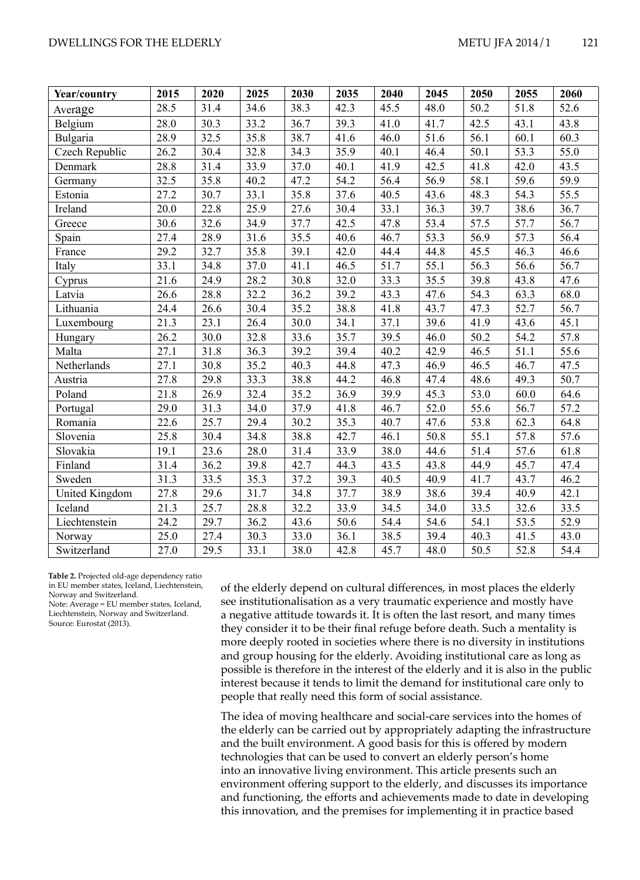| Year/country | 2015 | 2020 | 2025 | 2030 | 2035 | 2040 | 2045 | 2050 | 2055 | 2060 |
|---|---|---|---|---|---|---|---|---|---|---|
| Average | 28.5 | 31.4 | 34.6 | 38.3 | 42.3 | 45.5 | 48.0 | 50.2 | 51.8 | 52.6 |
| Belgium | 28.0 | 30.3 | 33.2 | 36.7 | 39.3 | 41.0 | 41.7 | 42.5 | 43.1 | 43.8 |
| Bulgaria | 28.9 | 32.5 | 35.8 | 38.7 | 41.6 | 46.0 | 51.6 | 56.1 | 60.1 | 60.3 |
| Czech Republic | 26.2 | 30.4 | 32.8 | 34.3 | 35.9 | 40.1 | 46.4 | 50.1 | 53.3 | 55.0 |
| Denmark | 28.8 | 31.4 | 33.9 | 37.0 | 40.1 | 41.9 | 42.5 | 41.8 | 42.0 | 43.5 |
| Germany | 32.5 | 35.8 | 40.2 | 47.2 | 54.2 | 56.4 | 56.9 | 58.1 | 59.6 | 59.9 |
| Estonia | 27.2 | 30.7 | 33.1 | 35.8 | 37.6 | 40.5 | 43.6 | 48.3 | 54.3 | 55.5 |
| Ireland | 20.0 | 22.8 | 25.9 | 27.6 | 30.4 | 33.1 | 36.3 | 39.7 | 38.6 | 36.7 |
| Greece | 30.6 | 32.6 | 34.9 | 37.7 | 42.5 | 47.8 | 53.4 | 57.5 | 57.7 | 56.7 |
| Spain | 27.4 | 28.9 | 31.6 | 35.5 | 40.6 | 46.7 | 53.3 | 56.9 | 57.3 | 56.4 |
| France | 29.2 | 32.7 | 35.8 | 39.1 | 42.0 | 44.4 | 44.8 | 45.5 | 46.3 | 46.6 |
| Italy | 33.1 | 34.8 | 37.0 | 41.1 | 46.5 | 51.7 | 55.1 | 56.3 | 56.6 | 56.7 |
| Cyprus | 21.6 | 24.9 | 28.2 | 30.8 | 32.0 | 33.3 | 35.5 | 39.8 | 43.8 | 47.6 |
| Latvia | 26.6 | 28.8 | 32.2 | 36.2 | 39.2 | 43.3 | 47.6 | 54.3 | 63.3 | 68.0 |
| Lithuania | 24.4 | 26.6 | 30.4 | 35.2 | 38.8 | 41.8 | 43.7 | 47.3 | 52.7 | 56.7 |
| Luxembourg | 21.3 | 23.1 | 26.4 | 30.0 | 34.1 | 37.1 | 39.6 | 41.9 | 43.6 | 45.1 |
| Hungary | 26.2 | 30.0 | 32.8 | 33.6 | 35.7 | 39.5 | 46.0 | 50.2 | 54.2 | 57.8 |
| Malta | 27.1 | 31.8 | 36.3 | 39.2 | 39.4 | 40.2 | 42.9 | 46.5 | 51.1 | 55.6 |
| Netherlands | 27.1 | 30.8 | 35.2 | 40.3 | 44.8 | 47.3 | 46.9 | 46.5 | 46.7 | 47.5 |
| Austria | 27.8 | 29.8 | 33.3 | 38.8 | 44.2 | 46.8 | 47.4 | 48.6 | 49.3 | 50.7 |
| Poland | 21.8 | 26.9 | 32.4 | 35.2 | 36.9 | 39.9 | 45.3 | 53.0 | 60.0 | 64.6 |
| Portugal | 29.0 | 31.3 | 34.0 | 37.9 | 41.8 | 46.7 | 52.0 | 55.6 | 56.7 | 57.2 |
| Romania | 22.6 | 25.7 | 29.4 | 30.2 | 35.3 | 40.7 | 47.6 | 53.8 | 62.3 | 64.8 |
| Slovenia | 25.8 | 30.4 | 34.8 | 38.8 | 42.7 | 46.1 | 50.8 | 55.1 | 57.8 | 57.6 |
| Slovakia | 19.1 | 23.6 | 28.0 | 31.4 | 33.9 | 38.0 | 44.6 | 51.4 | 57.6 | 61.8 |
| Finland | 31.4 | 36.2 | 39.8 | 42.7 | 44.3 | 43.5 | 43.8 | 44.9 | 45.7 | 47.4 |
| Sweden | 31.3 | 33.5 | 35.3 | 37.2 | 39.3 | 40.5 | 40.9 | 41.7 | 43.7 | 46.2 |
| United Kingdom | 27.8 | 29.6 | 31.7 | 34.8 | 37.7 | 38.9 | 38.6 | 39.4 | 40.9 | 42.1 |
| Iceland | 21.3 | 25.7 | 28.8 | 32.2 | 33.9 | 34.5 | 34.0 | 33.5 | 32.6 | 33.5 |
| Liechtenstein | 24.2 | 29.7 | 36.2 | 43.6 | 50.6 | 54.4 | 54.6 | 54.1 | 53.5 | 52.9 |
| Norway | 25.0 | 27.4 | 30.3 | 33.0 | 36.1 | 38.5 | 39.4 | 40.3 | 41.5 | 43.0 |
| Switzerland | 27.0 | 29.5 | 33.1 | 38.0 | 42.8 | 45.7 | 48.0 | 50.5 | 52.8 | 54.4 |

**Table 2.** Projected old-age dependency ratio in EU member states, Iceland, Liechtenstein, Norway and Switzerland.
Note: Average = EU member states, Iceland, Liechtenstein, Norway and Switzerland.
Source: Eurostat (2013).

of the elderly depend on cultural differences, in most places the elderly see institutionalisation as a very traumatic experience and mostly have a negative attitude towards it. It is often the last resort, and many times they consider it to be their final refuge before death. Such a mentality is more deeply rooted in societies where there is no diversity in institutions and group housing for the elderly. Avoiding institutional care as long as possible is therefore in the interest of the elderly and it is also in the public interest because it tends to limit the demand for institutional care only to people that really need this form of social assistance.

The idea of moving healthcare and social-care services into the homes of the elderly can be carried out by appropriately adapting the infrastructure and the built environment. A good basis for this is offered by modern technologies that can be used to convert an elderly person's home into an innovative living environment. This article presents such an environment offering support to the elderly, and discusses its importance and functioning, the efforts and achievements made to date in developing this innovation, and the premises for implementing it in practice based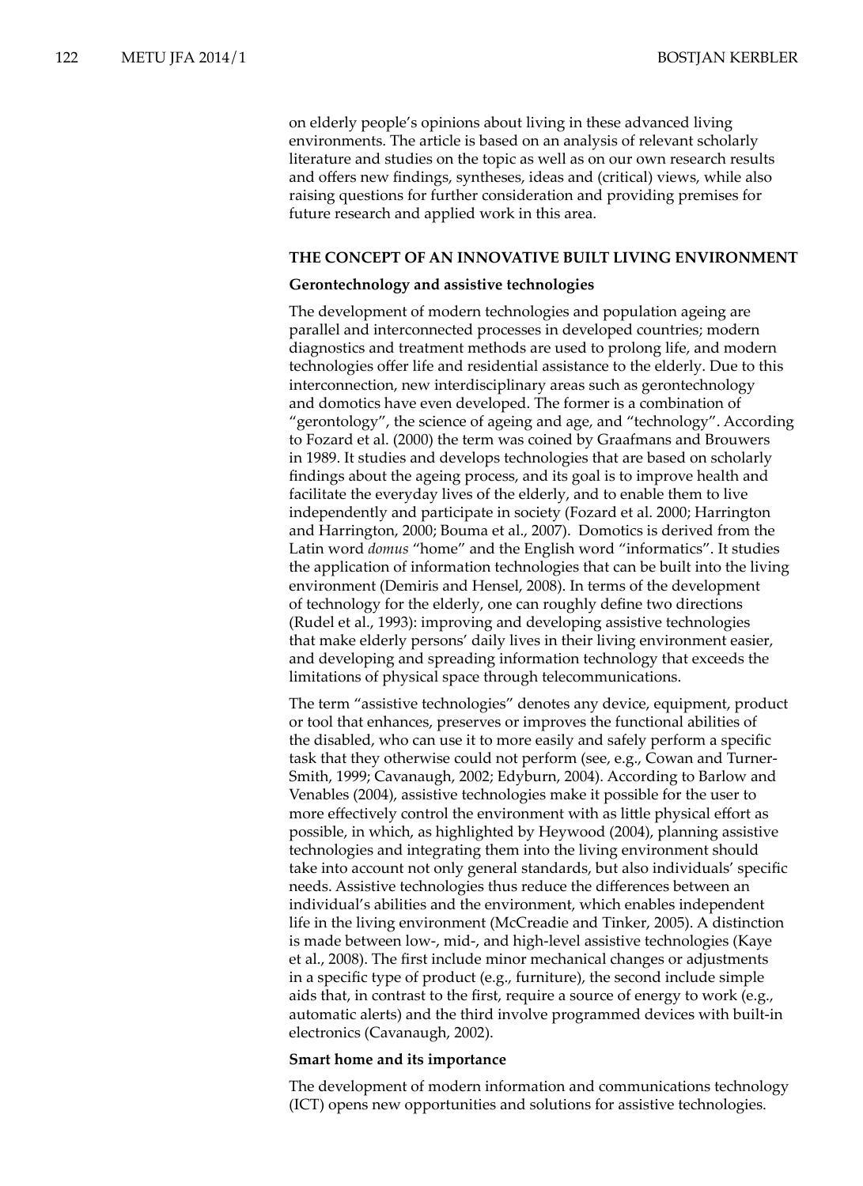on elderly people's opinions about living in these advanced living environments. The article is based on an analysis of relevant scholarly literature and studies on the topic as well as on our own research results and offers new findings, syntheses, ideas and (critical) views, while also raising questions for further consideration and providing premises for future research and applied work in this area.

## THE CONCEPT OF AN INNOVATIVE BUILT LIVING ENVIRONMENT

### Gerontechnology and assistive technologies

The development of modern technologies and population ageing are parallel and interconnected processes in developed countries; modern diagnostics and treatment methods are used to prolong life, and modern technologies offer life and residential assistance to the elderly. Due to this interconnection, new interdisciplinary areas such as gerontechnology and domotics have even developed. The former is a combination of "gerontology", the science of ageing and age, and "technology". According to Fozard et al. (2000) the term was coined by Graafmans and Brouwers in 1989. It studies and develops technologies that are based on scholarly findings about the ageing process, and its goal is to improve health and facilitate the everyday lives of the elderly, and to enable them to live independently and participate in society (Fozard et al. 2000; Harrington and Harrington, 2000; Bouma et al., 2007). Domotics is derived from the Latin word *domus* "home" and the English word "informatics". It studies the application of information technologies that can be built into the living environment (Demiris and Hensel, 2008). In terms of the development of technology for the elderly, one can roughly define two directions (Rudel et al., 1993): improving and developing assistive technologies that make elderly persons' daily lives in their living environment easier, and developing and spreading information technology that exceeds the limitations of physical space through telecommunications.

The term "assistive technologies" denotes any device, equipment, product or tool that enhances, preserves or improves the functional abilities of the disabled, who can use it to more easily and safely perform a specific task that they otherwise could not perform (see, e.g., Cowan and Turner-Smith, 1999; Cavanaugh, 2002; Edyburn, 2004). According to Barlow and Venables (2004), assistive technologies make it possible for the user to more effectively control the environment with as little physical effort as possible, in which, as highlighted by Heywood (2004), planning assistive technologies and integrating them into the living environment should take into account not only general standards, but also individuals' specific needs. Assistive technologies thus reduce the differences between an individual's abilities and the environment, which enables independent life in the living environment (McCreadie and Tinker, 2005). A distinction is made between low-, mid-, and high-level assistive technologies (Kaye et al., 2008). The first include minor mechanical changes or adjustments in a specific type of product (e.g., furniture), the second include simple aids that, in contrast to the first, require a source of energy to work (e.g., automatic alerts) and the third involve programmed devices with built-in electronics (Cavanaugh, 2002).

### Smart home and its importance

The development of modern information and communications technology (ICT) opens new opportunities and solutions for assistive technologies.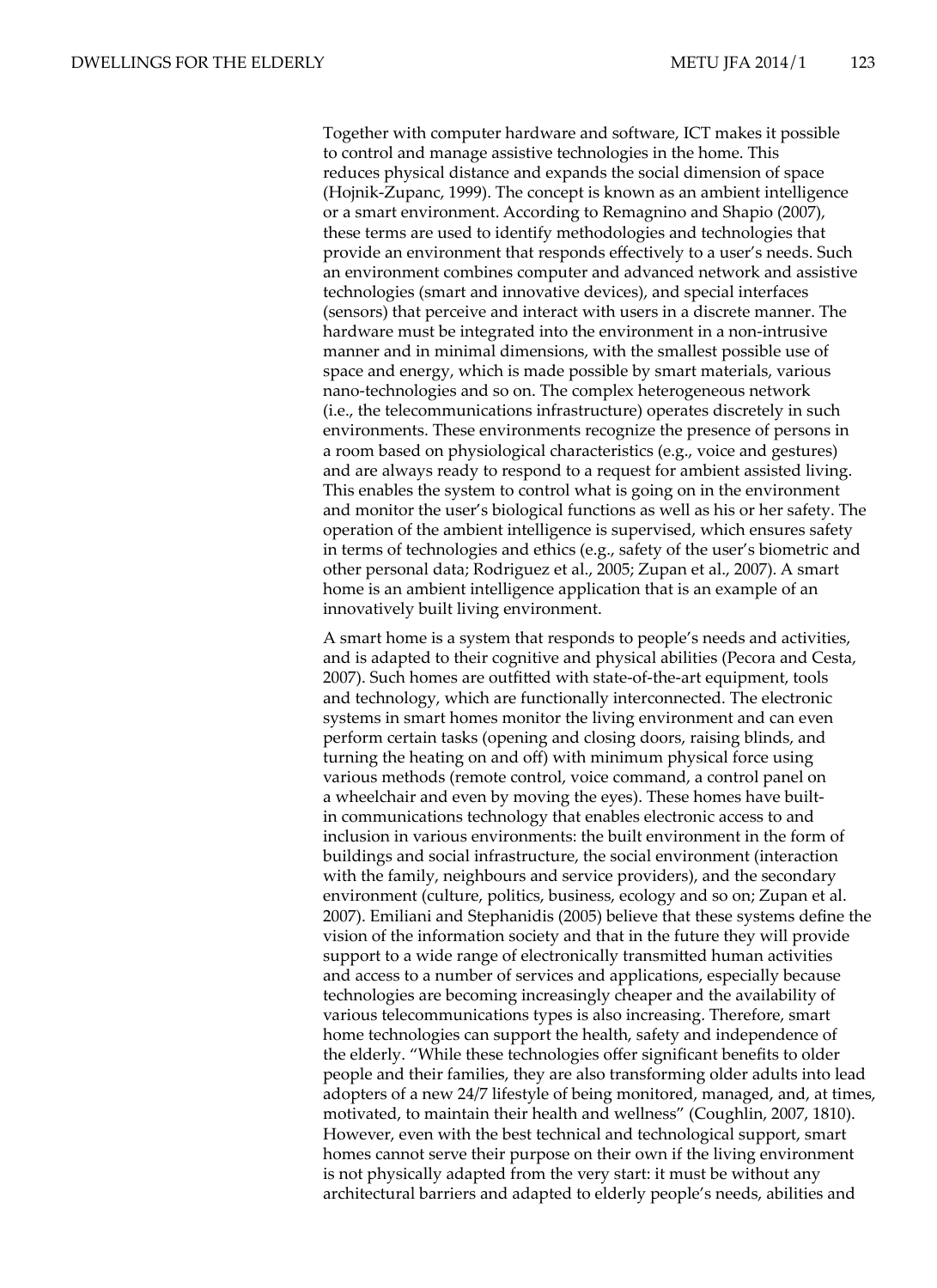Together with computer hardware and software, ICT makes it possible to control and manage assistive technologies in the home. This reduces physical distance and expands the social dimension of space (Hojnik-Zupanc, 1999). The concept is known as an ambient intelligence or a smart environment. According to Remagnino and Shapio (2007), these terms are used to identify methodologies and technologies that provide an environment that responds effectively to a user's needs. Such an environment combines computer and advanced network and assistive technologies (smart and innovative devices), and special interfaces (sensors) that perceive and interact with users in a discrete manner. The hardware must be integrated into the environment in a non-intrusive manner and in minimal dimensions, with the smallest possible use of space and energy, which is made possible by smart materials, various nano-technologies and so on. The complex heterogeneous network (i.e., the telecommunications infrastructure) operates discretely in such environments. These environments recognize the presence of persons in a room based on physiological characteristics (e.g., voice and gestures) and are always ready to respond to a request for ambient assisted living. This enables the system to control what is going on in the environment and monitor the user's biological functions as well as his or her safety. The operation of the ambient intelligence is supervised, which ensures safety in terms of technologies and ethics (e.g., safety of the user's biometric and other personal data; Rodriguez et al., 2005; Zupan et al., 2007). A smart home is an ambient intelligence application that is an example of an innovatively built living environment.

A smart home is a system that responds to people's needs and activities, and is adapted to their cognitive and physical abilities (Pecora and Cesta, 2007). Such homes are outfitted with state-of-the-art equipment, tools and technology, which are functionally interconnected. The electronic systems in smart homes monitor the living environment and can even perform certain tasks (opening and closing doors, raising blinds, and turning the heating on and off) with minimum physical force using various methods (remote control, voice command, a control panel on a wheelchair and even by moving the eyes). These homes have built-in communications technology that enables electronic access to and inclusion in various environments: the built environment in the form of buildings and social infrastructure, the social environment (interaction with the family, neighbours and service providers), and the secondary environment (culture, politics, business, ecology and so on; Zupan et al. 2007). Emiliani and Stephanidis (2005) believe that these systems define the vision of the information society and that in the future they will provide support to a wide range of electronically transmitted human activities and access to a number of services and applications, especially because technologies are becoming increasingly cheaper and the availability of various telecommunications types is also increasing. Therefore, smart home technologies can support the health, safety and independence of the elderly. "While these technologies offer significant benefits to older people and their families, they are also transforming older adults into lead adopters of a new 24/7 lifestyle of being monitored, managed, and, at times, motivated, to maintain their health and wellness" (Coughlin, 2007, 1810). However, even with the best technical and technological support, smart homes cannot serve their purpose on their own if the living environment is not physically adapted from the very start: it must be without any architectural barriers and adapted to elderly people's needs, abilities and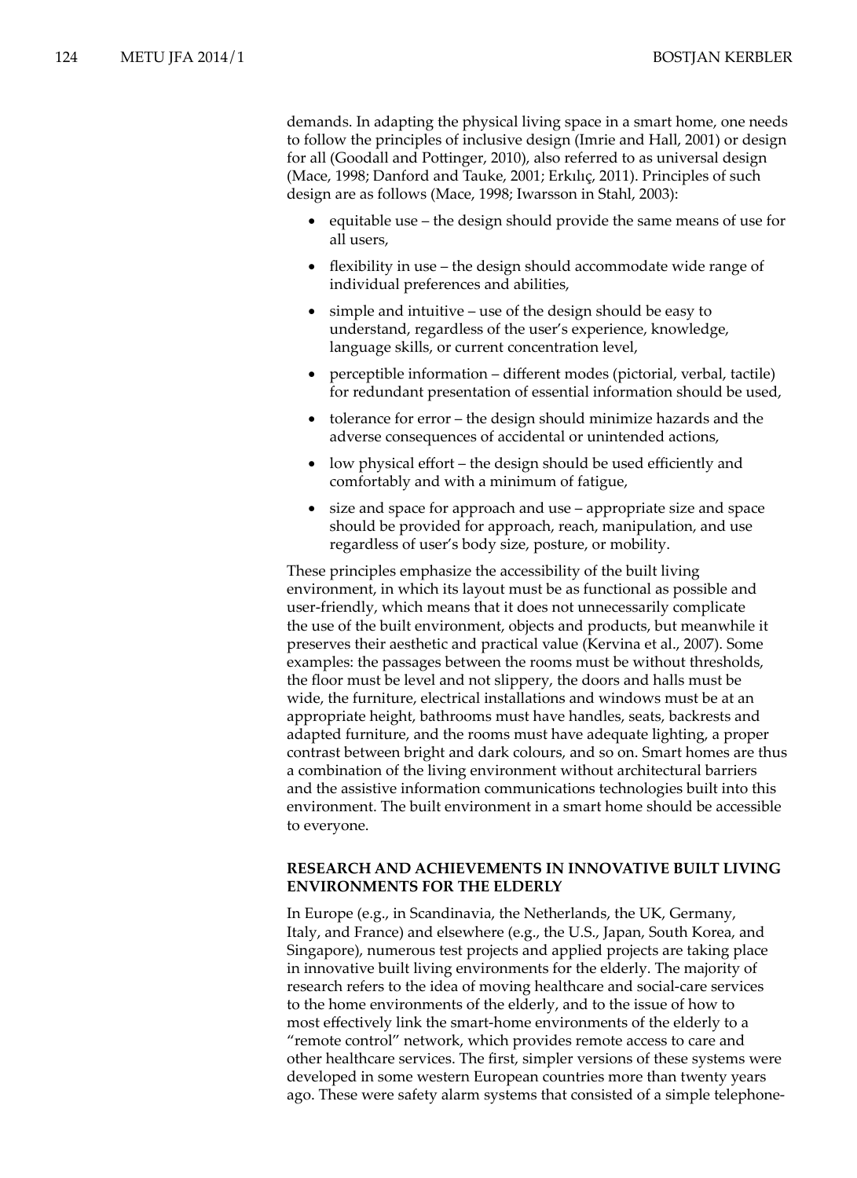demands. In adapting the physical living space in a smart home, one needs to follow the principles of inclusive design (Imrie and Hall, 2001) or design for all (Goodall and Pottinger, 2010), also referred to as universal design (Mace, 1998; Danford and Tauke, 2001; Erkılıç, 2011). Principles of such design are as follows (Mace, 1998; Iwarsson in Stahl, 2003):

- equitable use – the design should provide the same means of use for all users,
- flexibility in use – the design should accommodate wide range of individual preferences and abilities,
- simple and intuitive – use of the design should be easy to understand, regardless of the user's experience, knowledge, language skills, or current concentration level,
- perceptible information – different modes (pictorial, verbal, tactile) for redundant presentation of essential information should be used,
- tolerance for error – the design should minimize hazards and the adverse consequences of accidental or unintended actions,
- low physical effort – the design should be used efficiently and comfortably and with a minimum of fatigue,
- size and space for approach and use – appropriate size and space should be provided for approach, reach, manipulation, and use regardless of user's body size, posture, or mobility.

These principles emphasize the accessibility of the built living environment, in which its layout must be as functional as possible and user-friendly, which means that it does not unnecessarily complicate the use of the built environment, objects and products, but meanwhile it preserves their aesthetic and practical value (Kervina et al., 2007). Some examples: the passages between the rooms must be without thresholds, the floor must be level and not slippery, the doors and halls must be wide, the furniture, electrical installations and windows must be at an appropriate height, bathrooms must have handles, seats, backrests and adapted furniture, and the rooms must have adequate lighting, a proper contrast between bright and dark colours, and so on. Smart homes are thus a combination of the living environment without architectural barriers and the assistive information communications technologies built into this environment. The built environment in a smart home should be accessible to everyone.

## RESEARCH AND ACHIEVEMENTS IN INNOVATIVE BUILT LIVING ENVIRONMENTS FOR THE ELDERLY

In Europe (e.g., in Scandinavia, the Netherlands, the UK, Germany, Italy, and France) and elsewhere (e.g., the U.S., Japan, South Korea, and Singapore), numerous test projects and applied projects are taking place in innovative built living environments for the elderly. The majority of research refers to the idea of moving healthcare and social-care services to the home environments of the elderly, and to the issue of how to most effectively link the smart-home environments of the elderly to a "remote control" network, which provides remote access to care and other healthcare services. The first, simpler versions of these systems were developed in some western European countries more than twenty years ago. These were safety alarm systems that consisted of a simple telephone-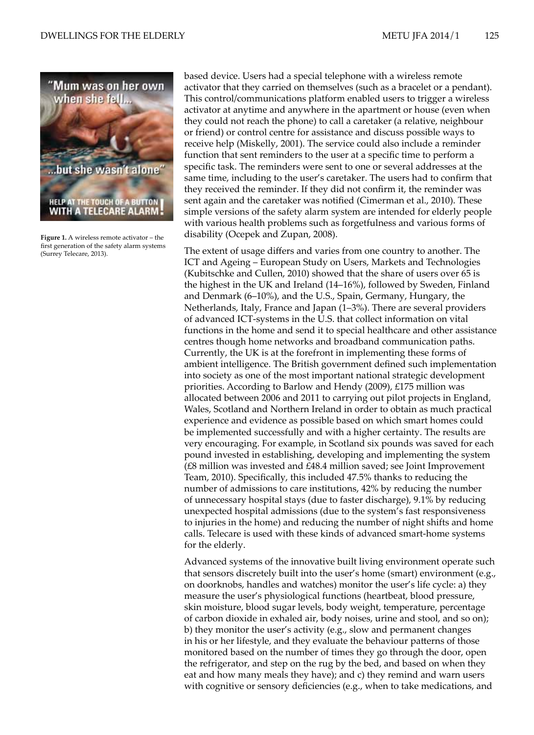Figure 1. A wireless remote activator – the first generation of the safety alarm systems (Surrey Telecare, 2013).

based device. Users had a special telephone with a wireless remote activator that they carried on themselves (such as a bracelet or a pendant). This control/communications platform enabled users to trigger a wireless activator at anytime and anywhere in the apartment or house (even when they could not reach the phone) to call a caretaker (a relative, neighbour or friend) or control centre for assistance and discuss possible ways to receive help (Miskelly, 2001). The service could also include a reminder function that sent reminders to the user at a specific time to perform a specific task. The reminders were sent to one or several addresses at the same time, including to the user's caretaker. The users had to confirm that they received the reminder. If they did not confirm it, the reminder was sent again and the caretaker was notified (Cimerman et al., 2010). These simple versions of the safety alarm system are intended for elderly people with various health problems such as forgetfulness and various forms of disability (Ocepek and Zupan, 2008).

The extent of usage differs and varies from one country to another. The ICT and Ageing – European Study on Users, Markets and Technologies (Kubitschke and Cullen, 2010) showed that the share of users over 65 is the highest in the UK and Ireland (14–16%), followed by Sweden, Finland and Denmark (6–10%), and the U.S., Spain, Germany, Hungary, the Netherlands, Italy, France and Japan (1–3%). There are several providers of advanced ICT-systems in the U.S. that collect information on vital functions in the home and send it to special healthcare and other assistance centres though home networks and broadband communication paths. Currently, the UK is at the forefront in implementing these forms of ambient intelligence. The British government defined such implementation into society as one of the most important national strategic development priorities. According to Barlow and Hendy (2009), £175 million was allocated between 2006 and 2011 to carrying out pilot projects in England, Wales, Scotland and Northern Ireland in order to obtain as much practical experience and evidence as possible based on which smart homes could be implemented successfully and with a higher certainty. The results are very encouraging. For example, in Scotland six pounds was saved for each pound invested in establishing, developing and implementing the system (£8 million was invested and £48.4 million saved; see Joint Improvement Team, 2010). Specifically, this included 47.5% thanks to reducing the number of admissions to care institutions, 42% by reducing the number of unnecessary hospital stays (due to faster discharge), 9.1% by reducing unexpected hospital admissions (due to the system's fast responsiveness to injuries in the home) and reducing the number of night shifts and home calls. Telecare is used with these kinds of advanced smart-home systems for the elderly.

Advanced systems of the innovative built living environment operate such that sensors discretely built into the user's home (smart) environment (e.g., on doorknobs, handles and watches) monitor the user's life cycle: a) they measure the user's physiological functions (heartbeat, blood pressure, skin moisture, blood sugar levels, body weight, temperature, percentage of carbon dioxide in exhaled air, body noises, urine and stool, and so on); b) they monitor the user's activity (e.g., slow and permanent changes in his or her lifestyle, and they evaluate the behaviour patterns of those monitored based on the number of times they go through the door, open the refrigerator, and step on the rug by the bed, and based on when they eat and how many meals they have); and c) they remind and warn users with cognitive or sensory deficiencies (e.g., when to take medications, and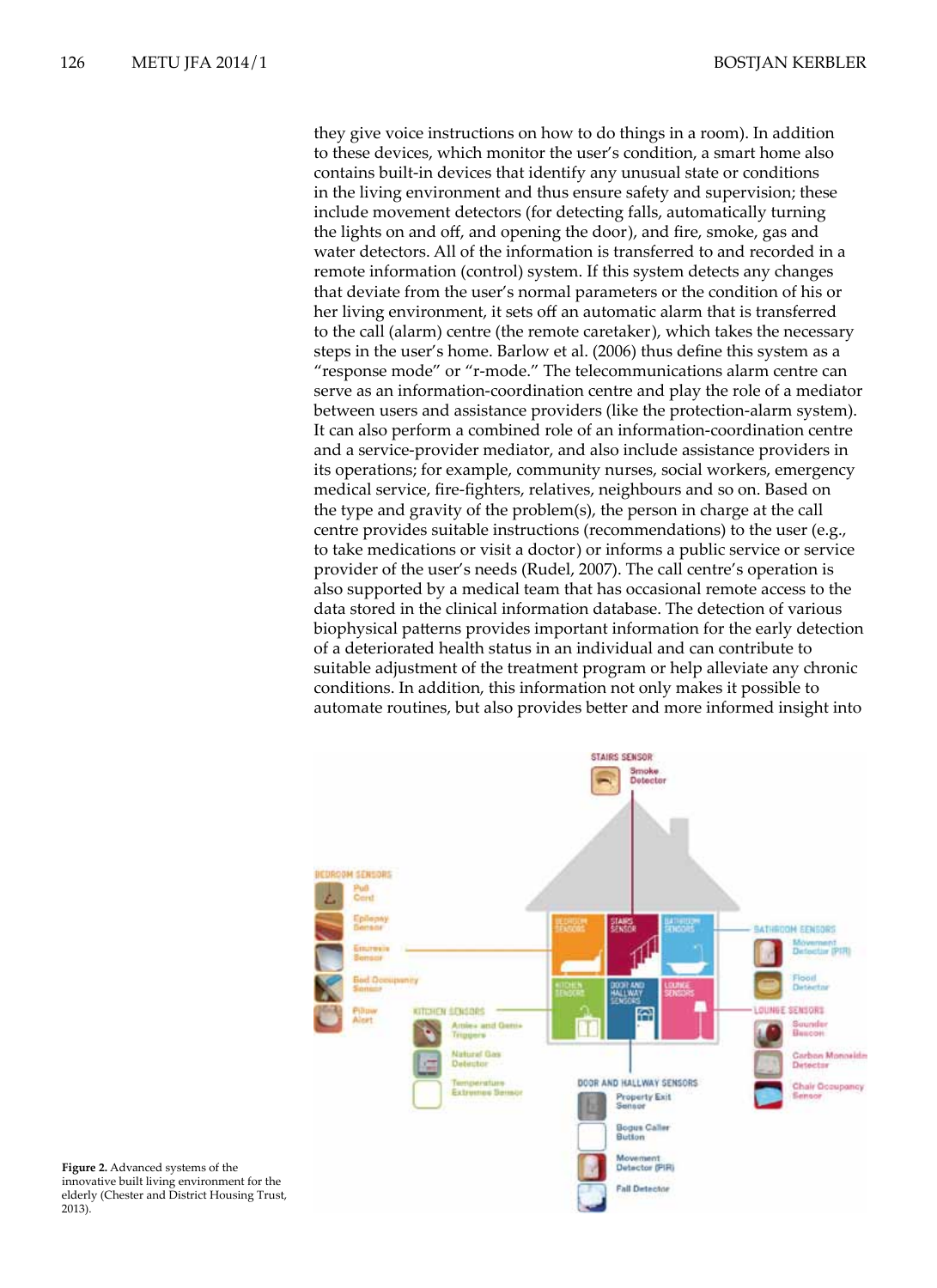they give voice instructions on how to do things in a room). In addition to these devices, which monitor the user's condition, a smart home also contains built-in devices that identify any unusual state or conditions in the living environment and thus ensure safety and supervision; these include movement detectors (for detecting falls, automatically turning the lights on and off, and opening the door), and fire, smoke, gas and water detectors. All of the information is transferred to and recorded in a remote information (control) system. If this system detects any changes that deviate from the user's normal parameters or the condition of his or her living environment, it sets off an automatic alarm that is transferred to the call (alarm) centre (the remote caretaker), which takes the necessary steps in the user's home. Barlow et al. (2006) thus define this system as a "response mode" or "r-mode." The telecommunications alarm centre can serve as an information-coordination centre and play the role of a mediator between users and assistance providers (like the protection-alarm system). It can also perform a combined role of an information-coordination centre and a service-provider mediator, and also include assistance providers in its operations; for example, community nurses, social workers, emergency medical service, fire-fighters, relatives, neighbours and so on. Based on the type and gravity of the problem(s), the person in charge at the call centre provides suitable instructions (recommendations) to the user (e.g., to take medications or visit a doctor) or informs a public service or service provider of the user's needs (Rudel, 2007). The call centre's operation is also supported by a medical team that has occasional remote access to the data stored in the clinical information database. The detection of various biophysical patterns provides important information for the early detection of a deteriorated health status in an individual and can contribute to suitable adjustment of the treatment program or help alleviate any chronic conditions. In addition, this information not only makes it possible to automate routines, but also provides better and more informed insight into

**Figure 2.** Advanced systems of the innovative built living environment for the elderly (Chester and District Housing Trust, 2013).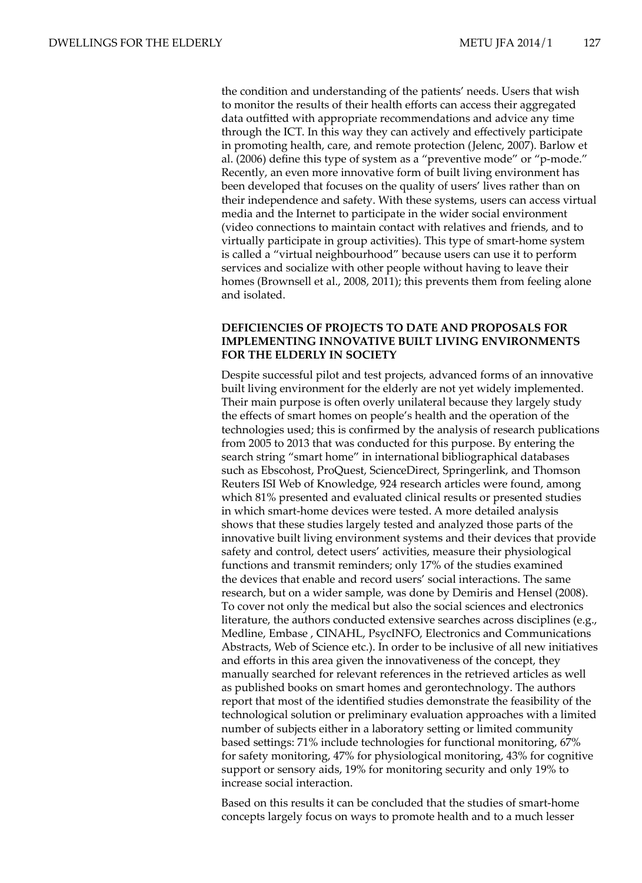the condition and understanding of the patients' needs. Users that wish to monitor the results of their health efforts can access their aggregated data outfitted with appropriate recommendations and advice any time through the ICT. In this way they can actively and effectively participate in promoting health, care, and remote protection (Jelenc, 2007). Barlow et al. (2006) define this type of system as a "preventive mode" or "p-mode." Recently, an even more innovative form of built living environment has been developed that focuses on the quality of users' lives rather than on their independence and safety. With these systems, users can access virtual media and the Internet to participate in the wider social environment (video connections to maintain contact with relatives and friends, and to virtually participate in group activities). This type of smart-home system is called a "virtual neighbourhood" because users can use it to perform services and socialize with other people without having to leave their homes (Brownsell et al., 2008, 2011); this prevents them from feeling alone and isolated.

## DEFICIENCIES OF PROJECTS TO DATE AND PROPOSALS FOR IMPLEMENTING INNOVATIVE BUILT LIVING ENVIRONMENTS FOR THE ELDERLY IN SOCIETY

Despite successful pilot and test projects, advanced forms of an innovative built living environment for the elderly are not yet widely implemented. Their main purpose is often overly unilateral because they largely study the effects of smart homes on people's health and the operation of the technologies used; this is confirmed by the analysis of research publications from 2005 to 2013 that was conducted for this purpose. By entering the search string "smart home" in international bibliographical databases such as Ebscohost, ProQuest, ScienceDirect, Springerlink, and Thomson Reuters ISI Web of Knowledge, 924 research articles were found, among which 81% presented and evaluated clinical results or presented studies in which smart-home devices were tested. A more detailed analysis shows that these studies largely tested and analyzed those parts of the innovative built living environment systems and their devices that provide safety and control, detect users' activities, measure their physiological functions and transmit reminders; only 17% of the studies examined the devices that enable and record users' social interactions. The same research, but on a wider sample, was done by Demiris and Hensel (2008). To cover not only the medical but also the social sciences and electronics literature, the authors conducted extensive searches across disciplines (e.g., Medline, Embase , CINAHL, PsycINFO, Electronics and Communications Abstracts, Web of Science etc.). In order to be inclusive of all new initiatives and efforts in this area given the innovativeness of the concept, they manually searched for relevant references in the retrieved articles as well as published books on smart homes and gerontechnology. The authors report that most of the identified studies demonstrate the feasibility of the technological solution or preliminary evaluation approaches with a limited number of subjects either in a laboratory setting or limited community based settings: 71% include technologies for functional monitoring, 67% for safety monitoring, 47% for physiological monitoring, 43% for cognitive support or sensory aids, 19% for monitoring security and only 19% to increase social interaction.

Based on this results it can be concluded that the studies of smart-home concepts largely focus on ways to promote health and to a much lesser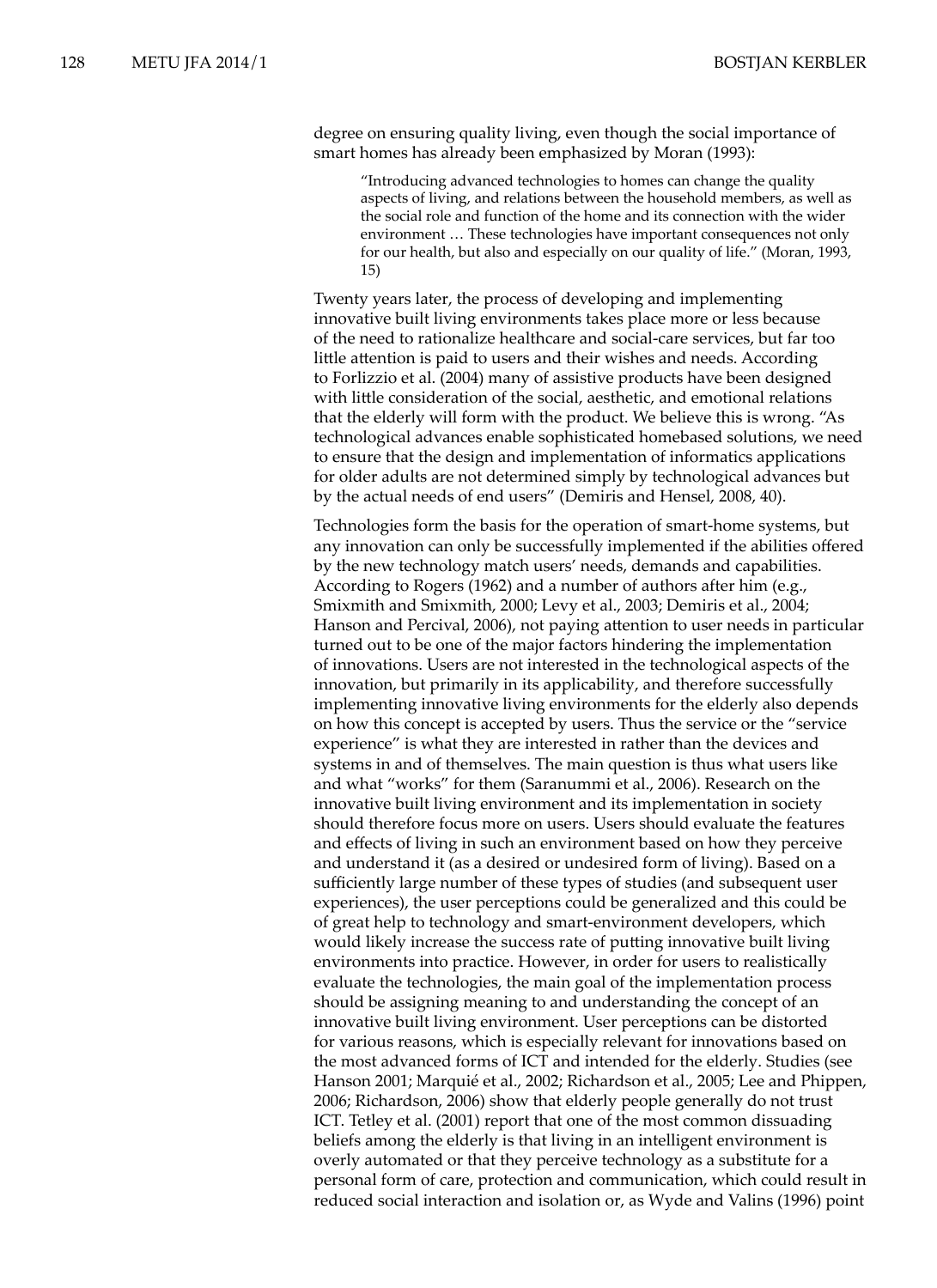degree on ensuring quality living, even though the social importance of smart homes has already been emphasized by Moran (1993):

> "Introducing advanced technologies to homes can change the quality aspects of living, and relations between the household members, as well as the social role and function of the home and its connection with the wider environment … These technologies have important consequences not only for our health, but also and especially on our quality of life." (Moran, 1993, 15)

Twenty years later, the process of developing and implementing innovative built living environments takes place more or less because of the need to rationalize healthcare and social-care services, but far too little attention is paid to users and their wishes and needs. According to Forlizzio et al. (2004) many of assistive products have been designed with little consideration of the social, aesthetic, and emotional relations that the elderly will form with the product. We believe this is wrong. "As technological advances enable sophisticated homebased solutions, we need to ensure that the design and implementation of informatics applications for older adults are not determined simply by technological advances but by the actual needs of end users" (Demiris and Hensel, 2008, 40).

Technologies form the basis for the operation of smart-home systems, but any innovation can only be successfully implemented if the abilities offered by the new technology match users' needs, demands and capabilities. According to Rogers (1962) and a number of authors after him (e.g., Smixmith and Smixmith, 2000; Levy et al., 2003; Demiris et al., 2004; Hanson and Percival, 2006), not paying attention to user needs in particular turned out to be one of the major factors hindering the implementation of innovations. Users are not interested in the technological aspects of the innovation, but primarily in its applicability, and therefore successfully implementing innovative living environments for the elderly also depends on how this concept is accepted by users. Thus the service or the "service experience" is what they are interested in rather than the devices and systems in and of themselves. The main question is thus what users like and what "works" for them (Saranummi et al., 2006). Research on the innovative built living environment and its implementation in society should therefore focus more on users. Users should evaluate the features and effects of living in such an environment based on how they perceive and understand it (as a desired or undesired form of living). Based on a sufficiently large number of these types of studies (and subsequent user experiences), the user perceptions could be generalized and this could be of great help to technology and smart-environment developers, which would likely increase the success rate of putting innovative built living environments into practice. However, in order for users to realistically evaluate the technologies, the main goal of the implementation process should be assigning meaning to and understanding the concept of an innovative built living environment. User perceptions can be distorted for various reasons, which is especially relevant for innovations based on the most advanced forms of ICT and intended for the elderly. Studies (see Hanson 2001; Marquié et al., 2002; Richardson et al., 2005; Lee and Phippen, 2006; Richardson, 2006) show that elderly people generally do not trust ICT. Tetley et al. (2001) report that one of the most common dissuading beliefs among the elderly is that living in an intelligent environment is overly automated or that they perceive technology as a substitute for a personal form of care, protection and communication, which could result in reduced social interaction and isolation or, as Wyde and Valins (1996) point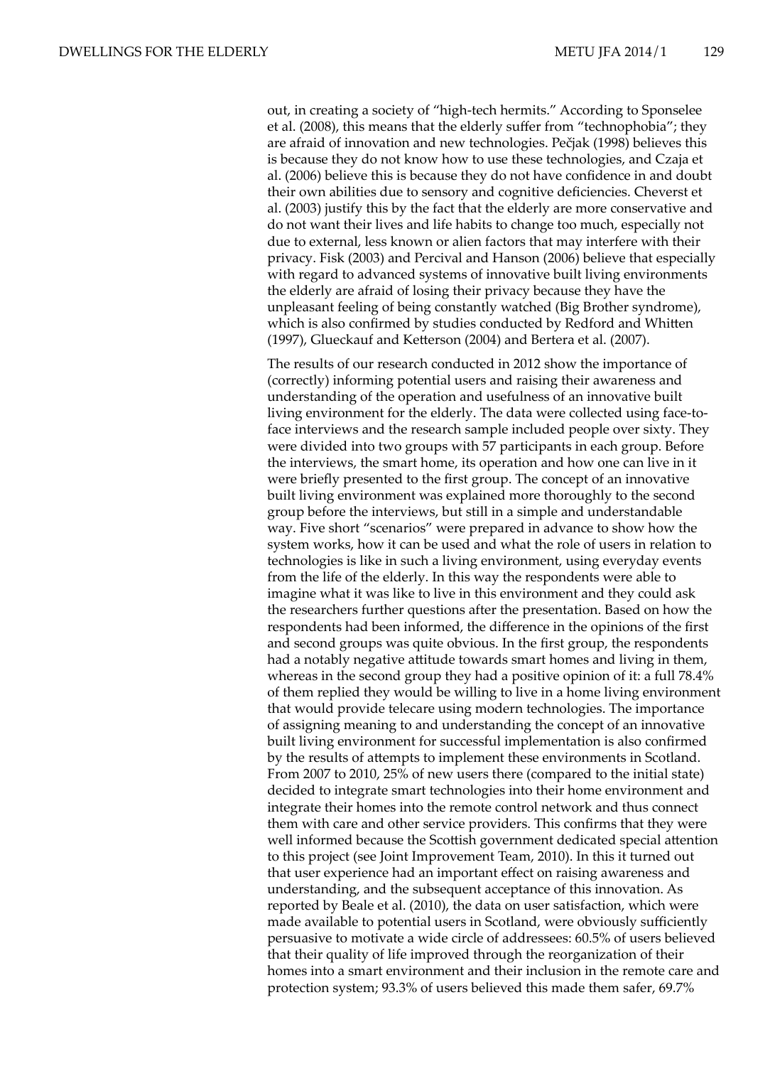out, in creating a society of "high-tech hermits." According to Sponselee et al. (2008), this means that the elderly suffer from "technophobia"; they are afraid of innovation and new technologies. Pečjak (1998) believes this is because they do not know how to use these technologies, and Czaja et al. (2006) believe this is because they do not have confidence in and doubt their own abilities due to sensory and cognitive deficiencies. Cheverst et al. (2003) justify this by the fact that the elderly are more conservative and do not want their lives and life habits to change too much, especially not due to external, less known or alien factors that may interfere with their privacy. Fisk (2003) and Percival and Hanson (2006) believe that especially with regard to advanced systems of innovative built living environments the elderly are afraid of losing their privacy because they have the unpleasant feeling of being constantly watched (Big Brother syndrome), which is also confirmed by studies conducted by Redford and Whitten (1997), Glueckauf and Ketterson (2004) and Bertera et al. (2007).

The results of our research conducted in 2012 show the importance of (correctly) informing potential users and raising their awareness and understanding of the operation and usefulness of an innovative built living environment for the elderly. The data were collected using face-to-face interviews and the research sample included people over sixty. They were divided into two groups with 57 participants in each group. Before the interviews, the smart home, its operation and how one can live in it were briefly presented to the first group. The concept of an innovative built living environment was explained more thoroughly to the second group before the interviews, but still in a simple and understandable way. Five short "scenarios" were prepared in advance to show how the system works, how it can be used and what the role of users in relation to technologies is like in such a living environment, using everyday events from the life of the elderly. In this way the respondents were able to imagine what it was like to live in this environment and they could ask the researchers further questions after the presentation. Based on how the respondents had been informed, the difference in the opinions of the first and second groups was quite obvious. In the first group, the respondents had a notably negative attitude towards smart homes and living in them, whereas in the second group they had a positive opinion of it: a full 78.4% of them replied they would be willing to live in a home living environment that would provide telecare using modern technologies. The importance of assigning meaning to and understanding the concept of an innovative built living environment for successful implementation is also confirmed by the results of attempts to implement these environments in Scotland. From 2007 to 2010, 25% of new users there (compared to the initial state) decided to integrate smart technologies into their home environment and integrate their homes into the remote control network and thus connect them with care and other service providers. This confirms that they were well informed because the Scottish government dedicated special attention to this project (see Joint Improvement Team, 2010). In this it turned out that user experience had an important effect on raising awareness and understanding, and the subsequent acceptance of this innovation. As reported by Beale et al. (2010), the data on user satisfaction, which were made available to potential users in Scotland, were obviously sufficiently persuasive to motivate a wide circle of addressees: 60.5% of users believed that their quality of life improved through the reorganization of their homes into a smart environment and their inclusion in the remote care and protection system; 93.3% of users believed this made them safer, 69.7%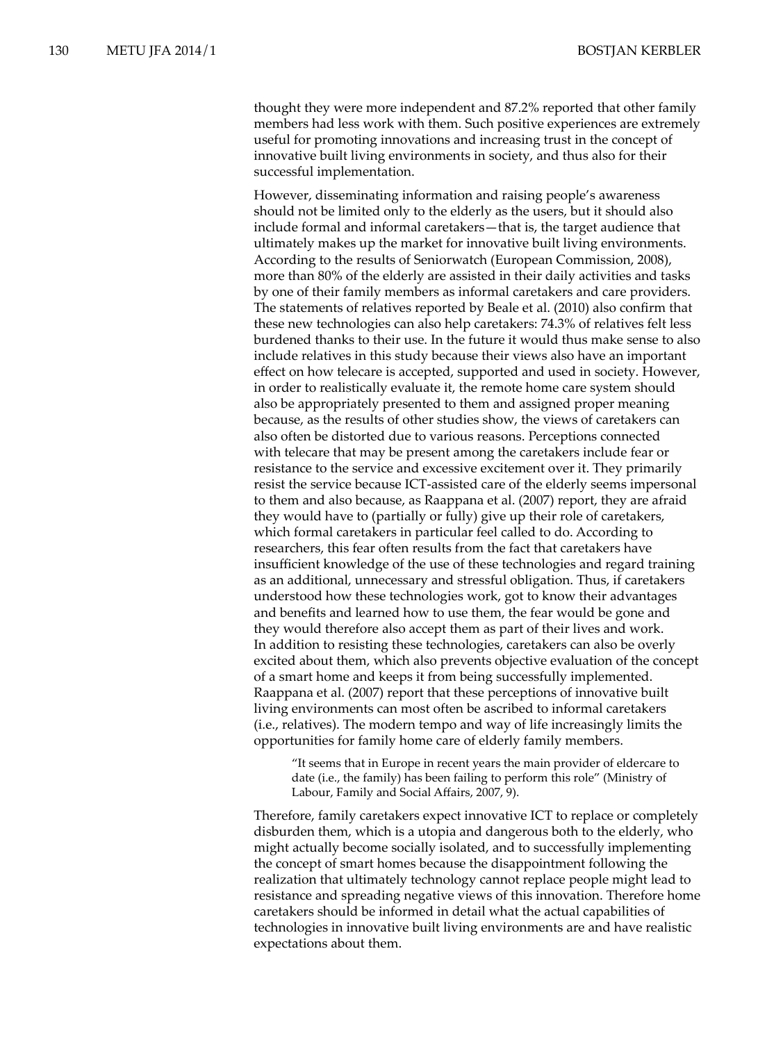thought they were more independent and 87.2% reported that other family members had less work with them. Such positive experiences are extremely useful for promoting innovations and increasing trust in the concept of innovative built living environments in society, and thus also for their successful implementation.

However, disseminating information and raising people's awareness should not be limited only to the elderly as the users, but it should also include formal and informal caretakers—that is, the target audience that ultimately makes up the market for innovative built living environments. According to the results of Seniorwatch (European Commission, 2008), more than 80% of the elderly are assisted in their daily activities and tasks by one of their family members as informal caretakers and care providers. The statements of relatives reported by Beale et al. (2010) also confirm that these new technologies can also help caretakers: 74.3% of relatives felt less burdened thanks to their use. In the future it would thus make sense to also include relatives in this study because their views also have an important effect on how telecare is accepted, supported and used in society. However, in order to realistically evaluate it, the remote home care system should also be appropriately presented to them and assigned proper meaning because, as the results of other studies show, the views of caretakers can also often be distorted due to various reasons. Perceptions connected with telecare that may be present among the caretakers include fear or resistance to the service and excessive excitement over it. They primarily resist the service because ICT-assisted care of the elderly seems impersonal to them and also because, as Raappana et al. (2007) report, they are afraid they would have to (partially or fully) give up their role of caretakers, which formal caretakers in particular feel called to do. According to researchers, this fear often results from the fact that caretakers have insufficient knowledge of the use of these technologies and regard training as an additional, unnecessary and stressful obligation. Thus, if caretakers understood how these technologies work, got to know their advantages and benefits and learned how to use them, the fear would be gone and they would therefore also accept them as part of their lives and work. In addition to resisting these technologies, caretakers can also be overly excited about them, which also prevents objective evaluation of the concept of a smart home and keeps it from being successfully implemented. Raappana et al. (2007) report that these perceptions of innovative built living environments can most often be ascribed to informal caretakers (i.e., relatives). The modern tempo and way of life increasingly limits the opportunities for family home care of elderly family members.

> "It seems that in Europe in recent years the main provider of eldercare to date (i.e., the family) has been failing to perform this role" (Ministry of Labour, Family and Social Affairs, 2007, 9).

Therefore, family caretakers expect innovative ICT to replace or completely disburden them, which is a utopia and dangerous both to the elderly, who might actually become socially isolated, and to successfully implementing the concept of smart homes because the disappointment following the realization that ultimately technology cannot replace people might lead to resistance and spreading negative views of this innovation. Therefore home caretakers should be informed in detail what the actual capabilities of technologies in innovative built living environments are and have realistic expectations about them.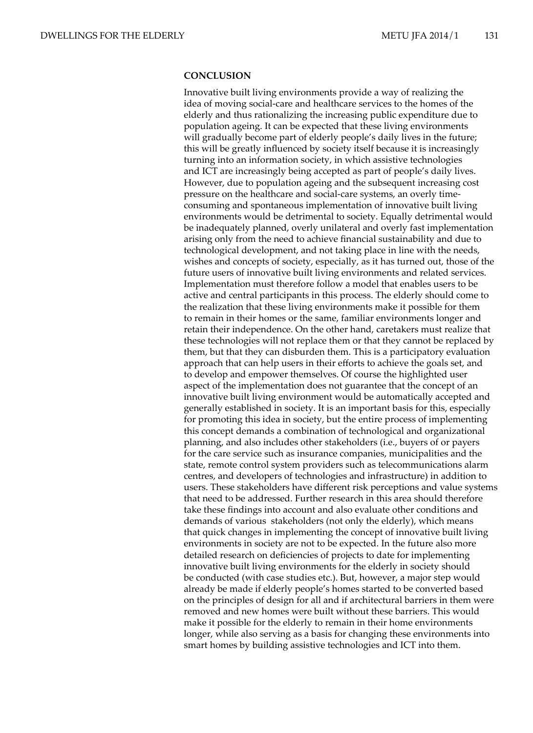**CONCLUSION**

Innovative built living environments provide a way of realizing the idea of moving social-care and healthcare services to the homes of the elderly and thus rationalizing the increasing public expenditure due to population ageing. It can be expected that these living environments will gradually become part of elderly people's daily lives in the future; this will be greatly influenced by society itself because it is increasingly turning into an information society, in which assistive technologies and ICT are increasingly being accepted as part of people's daily lives. However, due to population ageing and the subsequent increasing cost pressure on the healthcare and social-care systems, an overly time-consuming and spontaneous implementation of innovative built living environments would be detrimental to society. Equally detrimental would be inadequately planned, overly unilateral and overly fast implementation arising only from the need to achieve financial sustainability and due to technological development, and not taking place in line with the needs, wishes and concepts of society, especially, as it has turned out, those of the future users of innovative built living environments and related services. Implementation must therefore follow a model that enables users to be active and central participants in this process. The elderly should come to the realization that these living environments make it possible for them to remain in their homes or the same, familiar environments longer and retain their independence. On the other hand, caretakers must realize that these technologies will not replace them or that they cannot be replaced by them, but that they can disburden them. This is a participatory evaluation approach that can help users in their efforts to achieve the goals set, and to develop and empower themselves. Of course the highlighted user aspect of the implementation does not guarantee that the concept of an innovative built living environment would be automatically accepted and generally established in society. It is an important basis for this, especially for promoting this idea in society, but the entire process of implementing this concept demands a combination of technological and organizational planning, and also includes other stakeholders (i.e., buyers of or payers for the care service such as insurance companies, municipalities and the state, remote control system providers such as telecommunications alarm centres, and developers of technologies and infrastructure) in addition to users. These stakeholders have different risk perceptions and value systems that need to be addressed. Further research in this area should therefore take these findings into account and also evaluate other conditions and demands of various stakeholders (not only the elderly), which means that quick changes in implementing the concept of innovative built living environments in society are not to be expected. In the future also more detailed research on deficiencies of projects to date for implementing innovative built living environments for the elderly in society should be conducted (with case studies etc.). But, however, a major step would already be made if elderly people's homes started to be converted based on the principles of design for all and if architectural barriers in them were removed and new homes were built without these barriers. This would make it possible for the elderly to remain in their home environments longer, while also serving as a basis for changing these environments into smart homes by building assistive technologies and ICT into them.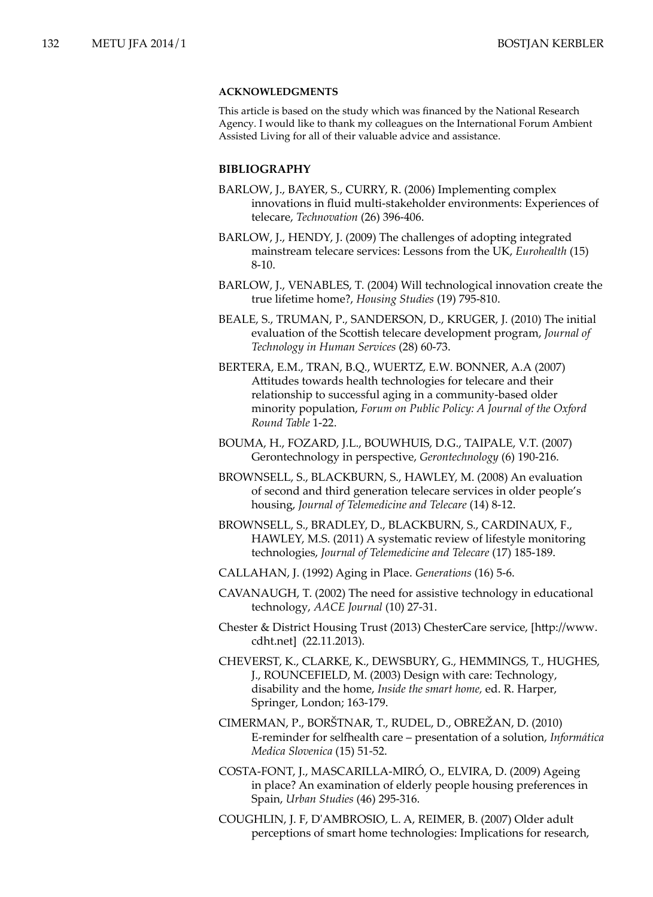**ACKNOWLEDGMENTS**

This article is based on the study which was financed by the National Research Agency. I would like to thank my colleagues on the International Forum Ambient Assisted Living for all of their valuable advice and assistance.

**BIBLIOGRAPHY**

BARLOW, J., BAYER, S., CURRY, R. (2006) Implementing complex innovations in fluid multi-stakeholder environments: Experiences of telecare, *Technovation* (26) 396-406.

BARLOW, J., HENDY, J. (2009) The challenges of adopting integrated mainstream telecare services: Lessons from the UK, *Eurohealth* (15) 8-10.

BARLOW, J., VENABLES, T. (2004) Will technological innovation create the true lifetime home?, *Housing Studies* (19) 795-810.

BEALE, S., TRUMAN, P., SANDERSON, D., KRUGER, J. (2010) The initial evaluation of the Scottish telecare development program, *Journal of Technology in Human Services* (28) 60-73.

BERTERA, E.M., TRAN, B.Q., WUERTZ, E.W. BONNER, A.A (2007) Attitudes towards health technologies for telecare and their relationship to successful aging in a community-based older minority population, *Forum on Public Policy: A Journal of the Oxford Round Table* 1-22.

BOUMA, H., FOZARD, J.L., BOUWHUIS, D.G., TAIPALE, V.T. (2007) Gerontechnology in perspective, *Gerontechnology* (6) 190-216.

BROWNSELL, S., BLACKBURN, S., HAWLEY, M. (2008) An evaluation of second and third generation telecare services in older people's housing, *Journal of Telemedicine and Telecare* (14) 8-12.

BROWNSELL, S., BRADLEY, D., BLACKBURN, S., CARDINAUX, F., HAWLEY, M.S. (2011) A systematic review of lifestyle monitoring technologies, *Journal of Telemedicine and Telecare* (17) 185-189.

CALLAHAN, J. (1992) Aging in Place. *Generations* (16) 5-6.

CAVANAUGH, T. (2002) The need for assistive technology in educational technology, *AACE Journal* (10) 27-31.

Chester & District Housing Trust (2013) ChesterCare service, [http://www.cdht.net] (22.11.2013).

CHEVERST, K., CLARKE, K., DEWSBURY, G., HEMMINGS, T., HUGHES, J., ROUNCEFIELD, M. (2003) Design with care: Technology, disability and the home, *Inside the smart home,* ed. R. Harper, Springer, London; 163-179.

CIMERMAN, P., BORŠTNAR, T., RUDEL, D., OBREŽAN, D. (2010) E-reminder for selfhealth care – presentation of a solution, *Informática Medica Slovenica* (15) 51-52.

COSTA-FONT, J., MASCARILLA-MIRÓ, O., ELVIRA, D. (2009) Ageing in place? An examination of elderly people housing preferences in Spain, *Urban Studies* (46) 295-316.

COUGHLIN, J. F, D'AMBROSIO, L. A, REIMER, B. (2007) Older adult perceptions of smart home technologies: Implications for research,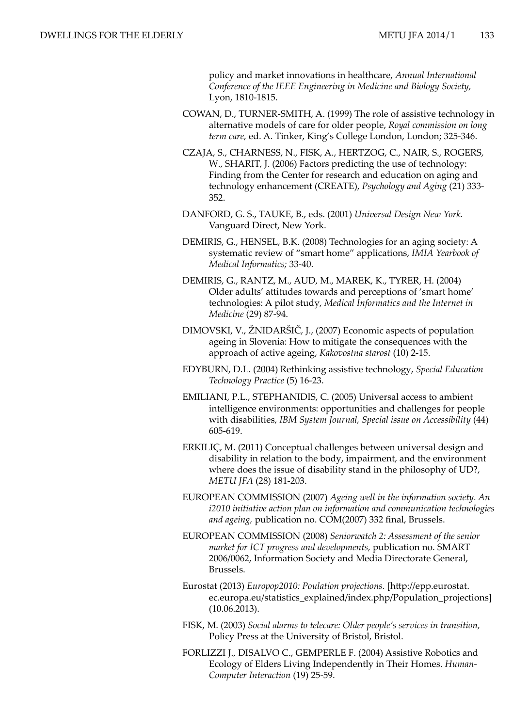policy and market innovations in healthcare, *Annual International Conference of the IEEE Engineering in Medicine and Biology Society,* Lyon, 1810-1815.

COWAN, D., TURNER-SMITH, A. (1999) The role of assistive technology in alternative models of care for older people, *Royal commission on long term care,* ed. A. Tinker, King's College London, London; 325-346.

CZAJA, S., CHARNESS, N., FISK, A., HERTZOG, C., NAIR, S., ROGERS, W., SHARIT, J. (2006) Factors predicting the use of technology: Finding from the Center for research and education on aging and technology enhancement (CREATE), *Psychology and Aging* (21) 333-352.

DANFORD, G. S., TAUKE, B., eds. (2001) *Universal Design New York.* Vanguard Direct, New York.

DEMIRIS, G., HENSEL, B.K. (2008) Technologies for an aging society: A systematic review of "smart home" applications, *IMIA Yearbook of Medical Informatics;* 33-40.

DEMIRIS, G., RANTZ, M., AUD, M., MAREK, K., TYRER, H. (2004) Older adults' attitudes towards and perceptions of 'smart home' technologies: A pilot study, *Medical Informatics and the Internet in Medicine* (29) 87-94.

DIMOVSKI, V., ŽNIDARŠIČ, J., (2007) Economic aspects of population ageing in Slovenia: How to mitigate the consequences with the approach of active ageing, *Kakovostna starost* (10) 2-15.

EDYBURN, D.L. (2004) Rethinking assistive technology, *Special Education Technology Practice* (5) 16-23.

EMILIANI, P.L., STEPHANIDIS, C. (2005) Universal access to ambient intelligence environments: opportunities and challenges for people with disabilities, *IBM System Journal, Special issue on Accessibility* (44) 605-619.

ERKILIÇ, M. (2011) Conceptual challenges between universal design and disability in relation to the body, impairment, and the environment where does the issue of disability stand in the philosophy of UD?, *METU JFA* (28) 181-203.

EUROPEAN COMMISSION (2007) *Ageing well in the information society. An i2010 initiative action plan on information and communication technologies and ageing,* publication no. COM(2007) 332 final, Brussels.

EUROPEAN COMMISSION (2008) *Seniorwatch 2: Assessment of the senior market for ICT progress and developments,* publication no. SMART 2006/0062, Information Society and Media Directorate General, Brussels.

Eurostat (2013) *Europop2010: Poulation projections.* [http://epp.eurostat.ec.europa.eu/statistics_explained/index.php/Population_projections] (10.06.2013).

FISK, M. (2003) *Social alarms to telecare: Older people's services in transition,* Policy Press at the University of Bristol, Bristol.

FORLIZZI J., DISALVO C., GEMPERLE F. (2004) Assistive Robotics and Ecology of Elders Living Independently in Their Homes. *Human-Computer Interaction* (19) 25-59.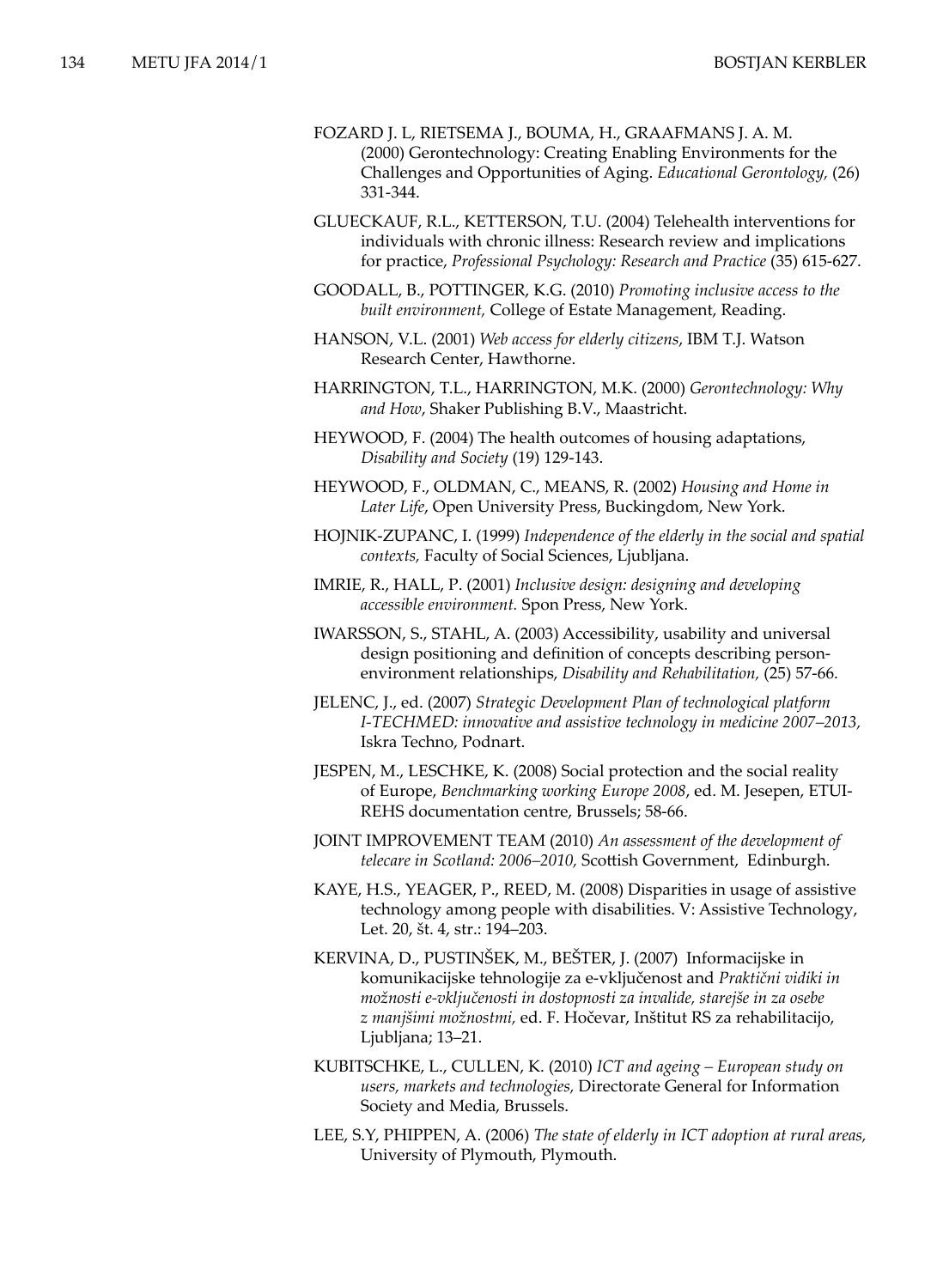FOZARD J. L, RIETSEMA J., BOUMA, H., GRAAFMANS J. A. M. (2000) Gerontechnology: Creating Enabling Environments for the Challenges and Opportunities of Aging. *Educational Gerontology,* (26) 331-344.

GLUECKAUF, R.L., KETTERSON, T.U. (2004) Telehealth interventions for individuals with chronic illness: Research review and implications for practice, *Professional Psychology: Research and Practice* (35) 615-627.

GOODALL, B., POTTINGER, K.G. (2010) *Promoting inclusive access to the built environment,* College of Estate Management, Reading.

HANSON, V.L. (2001) *Web access for elderly citizens*, IBM T.J. Watson Research Center, Hawthorne.

HARRINGTON, T.L., HARRINGTON, M.K. (2000) *Gerontechnology: Why and How*, Shaker Publishing B.V., Maastricht.

HEYWOOD, F. (2004) The health outcomes of housing adaptations, *Disability and Society* (19) 129-143.

HEYWOOD, F., OLDMAN, C., MEANS, R. (2002) *Housing and Home in Later Life*, Open University Press, Buckingdom, New York.

HOJNIK-ZUPANC, I. (1999) *Independence of the elderly in the social and spatial contexts,* Faculty of Social Sciences, Ljubljana.

IMRIE, R., HALL, P. (2001) *Inclusive design: designing and developing accessible environment.* Spon Press, New York.

IWARSSON, S., STAHL, A. (2003) Accessibility, usability and universal design positioning and definition of concepts describing person-environment relationships, *Disability and Rehabilitation,* (25) 57-66.

JELENC, J., ed. (2007) *Strategic Development Plan of technological platform I-TECHMED: innovative and assistive technology in medicine 2007–2013,* Iskra Techno, Podnart.

JESPEN, M., LESCHKE, K. (2008) Social protection and the social reality of Europe, *Benchmarking working Europe 2008*, ed. M. Jesepen, ETUI-REHS documentation centre, Brussels; 58-66.

JOINT IMPROVEMENT TEAM (2010) *An assessment of the development of telecare in Scotland: 2006–2010,* Scottish Government, Edinburgh.

KAYE, H.S., YEAGER, P., REED, M. (2008) Disparities in usage of assistive technology among people with disabilities. V: Assistive Technology, Let. 20, št. 4, str.: 194–203.

KERVINA, D., PUSTINŠEK, M., BEŠTER, J. (2007) Informacijske in komunikacijske tehnologije za e-vključenost and *Praktični vidiki in možnosti e-vključenosti in dostopnosti za invalide, starejše in za osebe z manjšimi možnostmi,* ed. F. Hočevar, Inštitut RS za rehabilitacijo, Ljubljana; 13–21.

KUBITSCHKE, L., CULLEN, K. (2010) *ICT and ageing – European study on users, markets and technologies,* Directorate General for Information Society and Media, Brussels.

LEE, S.Y, PHIPPEN, A. (2006) *The state of elderly in ICT adoption at rural areas,* University of Plymouth, Plymouth.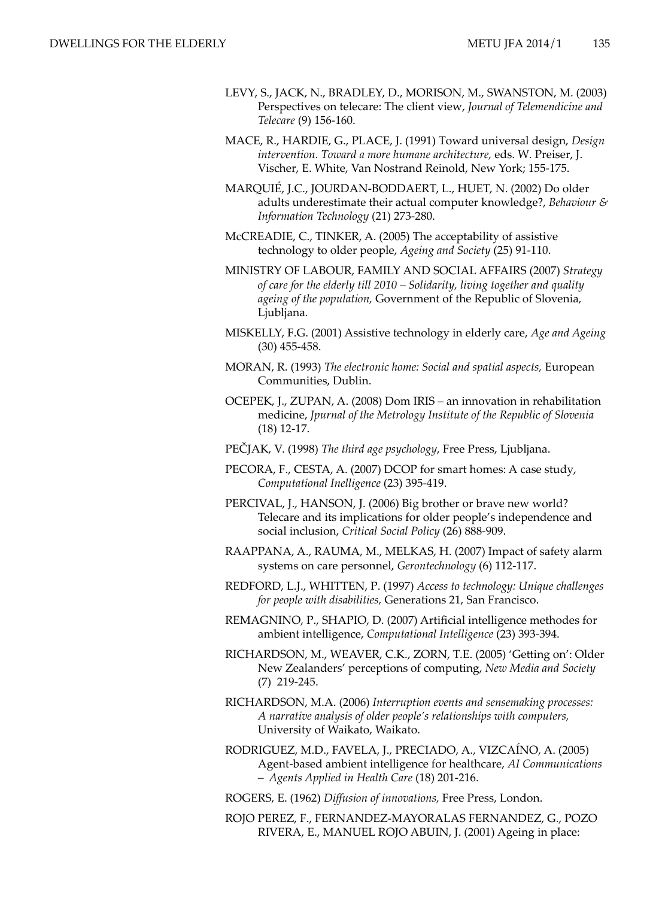LEVY, S., JACK, N., BRADLEY, D., MORISON, M., SWANSTON, M. (2003) Perspectives on telecare: The client view, *Journal of Telemendicine and Telecare* (9) 156-160.

MACE, R., HARDIE, G., PLACE, J. (1991) Toward universal design, *Design intervention. Toward a more humane architecture,* eds. W. Preiser, J. Vischer, E. White, Van Nostrand Reinold, New York; 155-175.

MARQUIÉ, J.C., JOURDAN-BODDAERT, L., HUET, N. (2002) Do older adults underestimate their actual computer knowledge?, *Behaviour & Information Technology* (21) 273-280.

McCREADIE, C., TINKER, A. (2005) The acceptability of assistive technology to older people, *Ageing and Society* (25) 91-110.

MINISTRY OF LABOUR, FAMILY AND SOCIAL AFFAIRS (2007) *Strategy of care for the elderly till 2010 – Solidarity, living together and quality ageing of the population,* Government of the Republic of Slovenia, Ljubljana.

MISKELLY, F.G. (2001) Assistive technology in elderly care, *Age and Ageing* (30) 455-458.

MORAN, R. (1993) *The electronic home: Social and spatial aspects,* European Communities, Dublin.

OCEPEK, J., ZUPAN, A. (2008) Dom IRIS – an innovation in rehabilitation medicine, *Jpurnal of the Metrology Institute of the Republic of Slovenia* (18) 12-17.

PEČJAK, V. (1998) *The third age psychology*, Free Press, Ljubljana.

PECORA, F., CESTA, A. (2007) DCOP for smart homes: A case study, *Computational Inelligence* (23) 395-419.

PERCIVAL, J., HANSON, J. (2006) Big brother or brave new world? Telecare and its implications for older people's independence and social inclusion, *Critical Social Policy* (26) 888-909.

RAAPPANA, A., RAUMA, M., MELKAS, H. (2007) Impact of safety alarm systems on care personnel, *Gerontechnology* (6) 112-117.

REDFORD, L.J., WHITTEN, P. (1997) *Access to technology: Unique challenges for people with disabilities,* Generations 21, San Francisco.

REMAGNINO, P., SHAPIO, D. (2007) Artificial intelligence methodes for ambient intelligence, *Computational Intelligence* (23) 393-394.

RICHARDSON, M., WEAVER, C.K., ZORN, T.E. (2005) 'Getting on': Older New Zealanders' perceptions of computing, *New Media and Society* (7) 219-245.

RICHARDSON, M.A. (2006) *Interruption events and sensemaking processes: A narrative analysis of older people's relationships with computers,* University of Waikato, Waikato.

RODRIGUEZ, M.D., FAVELA, J., PRECIADO, A., VIZCAÍNO, A. (2005) Agent-based ambient intelligence for healthcare, *AI Communications – Agents Applied in Health Care* (18) 201-216.

ROGERS, E. (1962) *Diffusion of innovations,* Free Press, London.

ROJO PEREZ, F., FERNANDEZ-MAYORALAS FERNANDEZ, G., POZO RIVERA, E., MANUEL ROJO ABUIN, J. (2001) Ageing in place: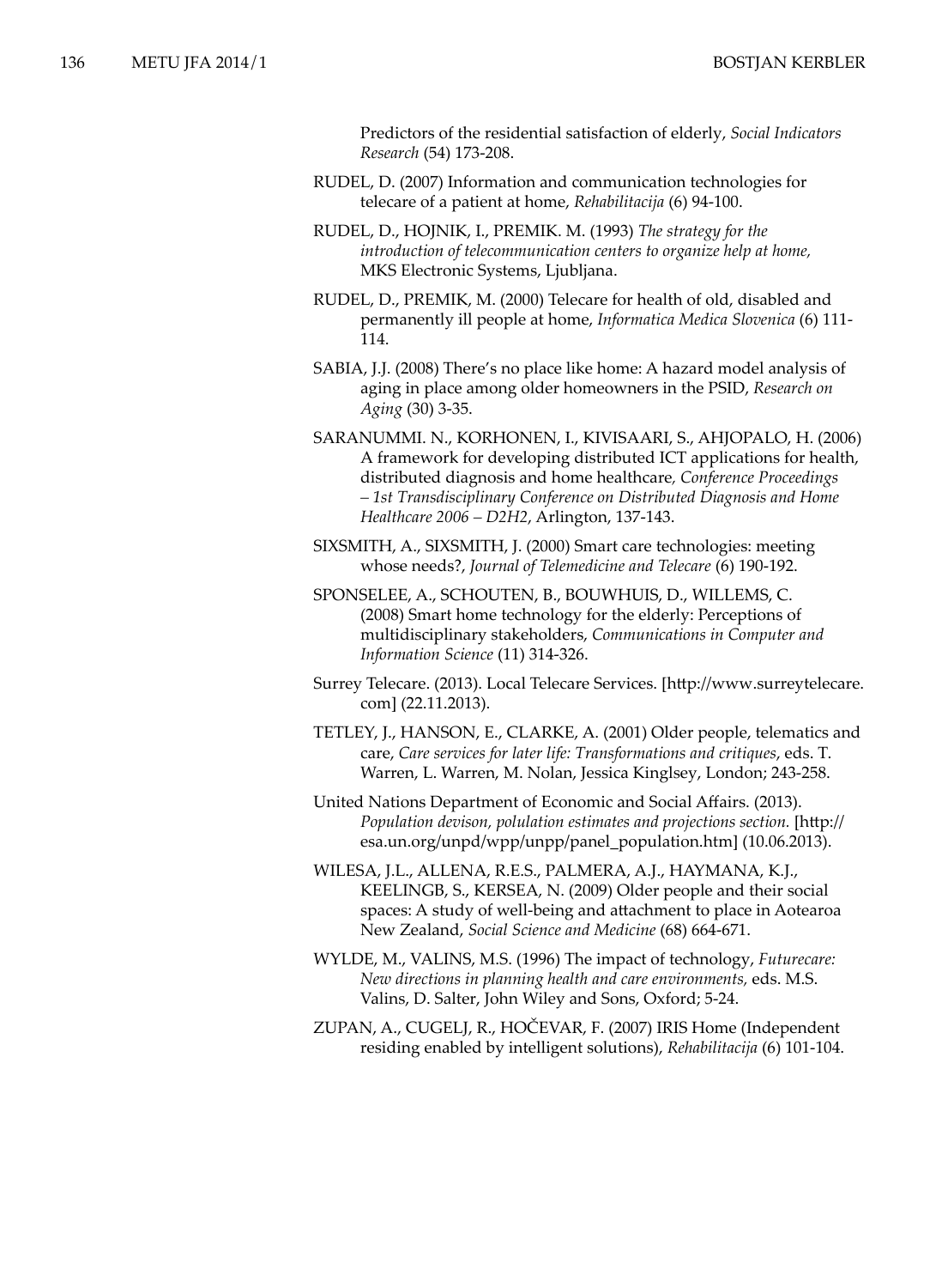Predictors of the residential satisfaction of elderly, *Social Indicators Research* (54) 173-208.

RUDEL, D. (2007) Information and communication technologies for telecare of a patient at home, *Rehabilitacija* (6) 94-100.

RUDEL, D., HOJNIK, I., PREMIK. M. (1993) *The strategy for the introduction of telecommunication centers to organize help at home,* MKS Electronic Systems, Ljubljana.

RUDEL, D., PREMIK, M. (2000) Telecare for health of old, disabled and permanently ill people at home, *Informatica Medica Slovenica* (6) 111-114.

SABIA, J.J. (2008) There's no place like home: A hazard model analysis of aging in place among older homeowners in the PSID, *Research on Aging* (30) 3-35.

SARANUMMI. N., KORHONEN, I., KIVISAARI, S., AHJOPALO, H. (2006) A framework for developing distributed ICT applications for health, distributed diagnosis and home healthcare*, Conference Proceedings – 1st Transdisciplinary Conference on Distributed Diagnosis and Home Healthcare 2006 – D2H2*, Arlington, 137-143.

SIXSMITH, A., SIXSMITH, J. (2000) Smart care technologies: meeting whose needs?, *Journal of Telemedicine and Telecare* (6) 190-192.

SPONSELEE, A., SCHOUTEN, B., BOUWHUIS, D., WILLEMS, C. (2008) Smart home technology for the elderly: Perceptions of multidisciplinary stakeholders, *Communications in Computer and Information Science* (11) 314-326.

Surrey Telecare. (2013). Local Telecare Services. [http://www.surreytelecare.com] (22.11.2013).

TETLEY, J., HANSON, E., CLARKE, A. (2001) Older people, telematics and care, *Care services for later life: Transformations and critiques*, eds. T. Warren, L. Warren, M. Nolan, Jessica Kinglsey, London; 243-258.

United Nations Department of Economic and Social Affairs. (2013). *Population devison, polulation estimates and projections section.* [http://esa.un.org/unpd/wpp/unpp/panel_population.htm] (10.06.2013).

WILESA, J.L., ALLENA, R.E.S., PALMERA, A.J., HAYMANA, K.J., KEELINGB, S., KERSEA, N. (2009) Older people and their social spaces: A study of well-being and attachment to place in Aotearoa New Zealand, *Social Science and Medicine* (68) 664-671.

WYLDE, M., VALINS, M.S. (1996) The impact of technology, *Futurecare: New directions in planning health and care environments,* eds. M.S. Valins, D. Salter, John Wiley and Sons, Oxford; 5-24.

ZUPAN, A., CUGELJ, R., HOČEVAR, F. (2007) IRIS Home (Independent residing enabled by intelligent solutions), *Rehabilitacija* (6) 101-104.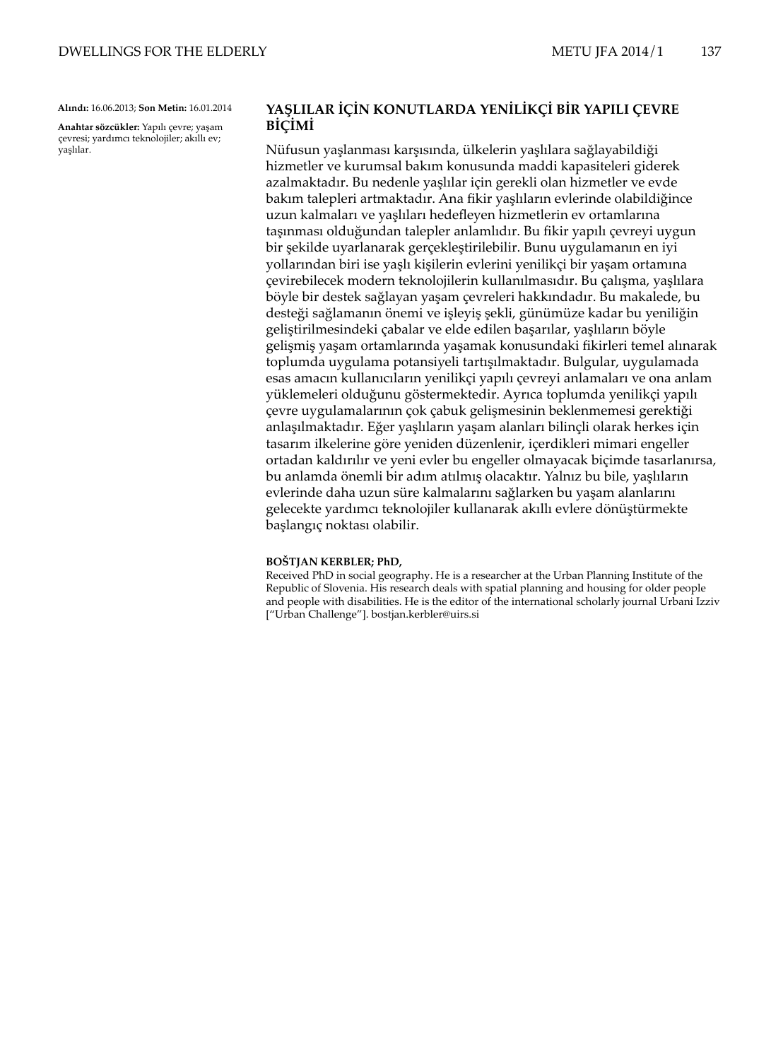**Alındı:** 16.06.2013; **Son Metin:** 16.01.2014

**Anahtar sözcükler:** Yapılı çevre; yaşam çevresi; yardımcı teknolojiler; akıllı ev; yaşlılar.

## YAŞLILAR İÇİN KONUTLARDA YENİLİKÇİ BİR YAPILI ÇEVRE BİÇİMİ

Nüfusun yaşlanması karşısında, ülkelerin yaşlılara sağlayabildiği hizmetler ve kurumsal bakım konusunda maddi kapasiteleri giderek azalmaktadır. Bu nedenle yaşlılar için gerekli olan hizmetler ve evde bakım talepleri artmaktadır. Ana fikir yaşlıların evlerinde olabildiğince uzun kalmaları ve yaşlıları hedefleyen hizmetlerin ev ortamlarına taşınması olduğundan talepler anlamlıdır. Bu fikir yapılı çevreyi uygun bir şekilde uyarlanarak gerçekleştirilebilir. Bunu uygulamanın en iyi yollarından biri ise yaşlı kişilerin evlerini yenilikçi bir yaşam ortamına çevirebilecek modern teknolojilerin kullanılmasıdır. Bu çalışma, yaşlılara böyle bir destek sağlayan yaşam çevreleri hakkındadır. Bu makalede, bu desteği sağlamanın önemi ve işleyiş şekli, günümüze kadar bu yeniliğin geliştirilmesindeki çabalar ve elde edilen başarılar, yaşlıların böyle gelişmiş yaşam ortamlarında yaşamak konusundaki fikirleri temel alınarak toplumda uygulama potansiyeli tartışılmaktadır. Bulgular, uygulamada esas amacın kullanıcıların yenilikçi yapılı çevreyi anlamaları ve ona anlam yüklemeleri olduğunu göstermektedir. Ayrıca toplumda yenilikçi yapılı çevre uygulamalarının çok çabuk gelişmesinin beklenmemesi gerektiği anlaşılmaktadır. Eğer yaşlıların yaşam alanları bilinçli olarak herkes için tasarım ilkelerine göre yeniden düzenlenir, içerdikleri mimari engeller ortadan kaldırılır ve yeni evler bu engeller olmayacak biçimde tasarlanırsa, bu anlamda önemli bir adım atılmış olacaktır. Yalnız bu bile, yaşlıların evlerinde daha uzun süre kalmalarını sağlarken bu yaşam alanlarını gelecekte yardımcı teknolojiler kullanarak akıllı evlere dönüştürmekte başlangıç noktası olabilir.

**BOŠTJAN KERBLER; PhD,**

Received PhD in social geography. He is a researcher at the Urban Planning Institute of the Republic of Slovenia. His research deals with spatial planning and housing for older people and people with disabilities. He is the editor of the international scholarly journal Urbani Izziv ["Urban Challenge"]. bostjan.kerbler@uirs.si